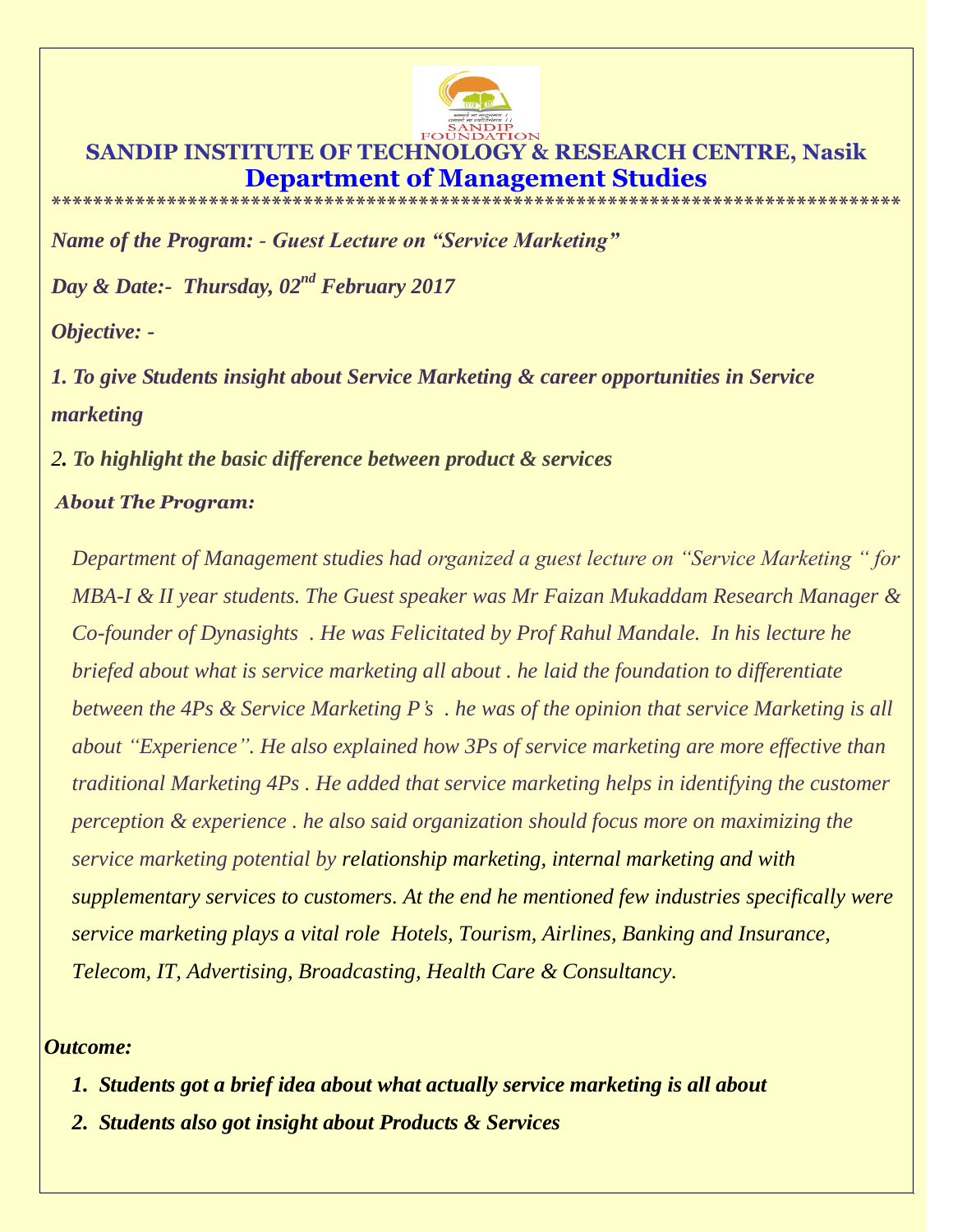# SANDIP INSTITUTE OF TECHNOLOGY & RESEARCH CENTRE, Nasik

## Department of Management Studies

*******************************************************************************

***Name of the Program: - Guest Lecture on "Service Marketing"***

***Day & Date:- Thursday, 02nd February 2017***

***Objective: -***

***1. To give Students insight about Service Marketing & career opportunities in Service marketing***

***2. To highlight the basic difference between product & services***

***About The Program:***

*Department of Management studies had organized a guest lecture on "Service Marketing " for MBA-I & II year students. The Guest speaker was Mr Faizan Mukaddam Research Manager & Co-founder of Dynasights . He was Felicitated by Prof Rahul Mandale. In his lecture he briefed about what is service marketing all about . he laid the foundation to differentiate between the 4Ps & Service Marketing P's . he was of the opinion that service Marketing is all about "Experience". He also explained how 3Ps of service marketing are more effective than traditional Marketing 4Ps . He added that service marketing helps in identifying the customer perception & experience . he also said organization should focus more on maximizing the service marketing potential by relationship marketing, internal marketing and with supplementary services to customers. At the end he mentioned few industries specifically were service marketing plays a vital role Hotels, Tourism, Airlines, Banking and Insurance, Telecom, IT, Advertising, Broadcasting, Health Care & Consultancy.*

***Outcome:***

1. ***Students got a brief idea about what actually service marketing is all about***
2. ***Students also got insight about Products & Services***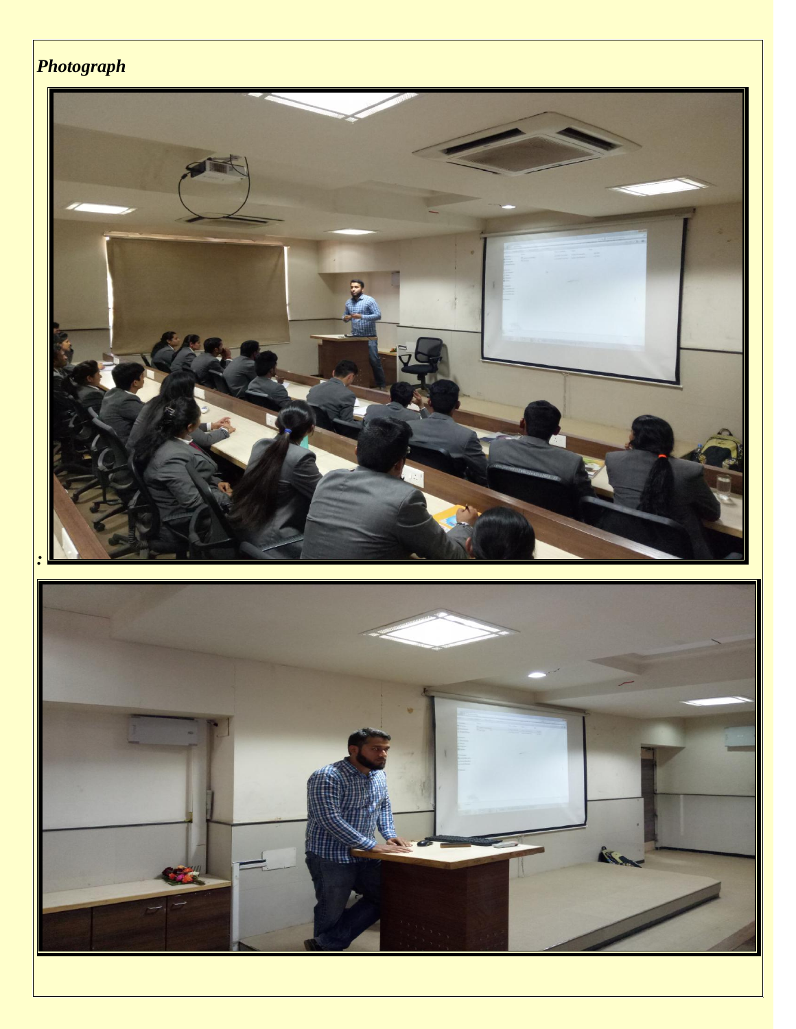*Photograph*

*:*